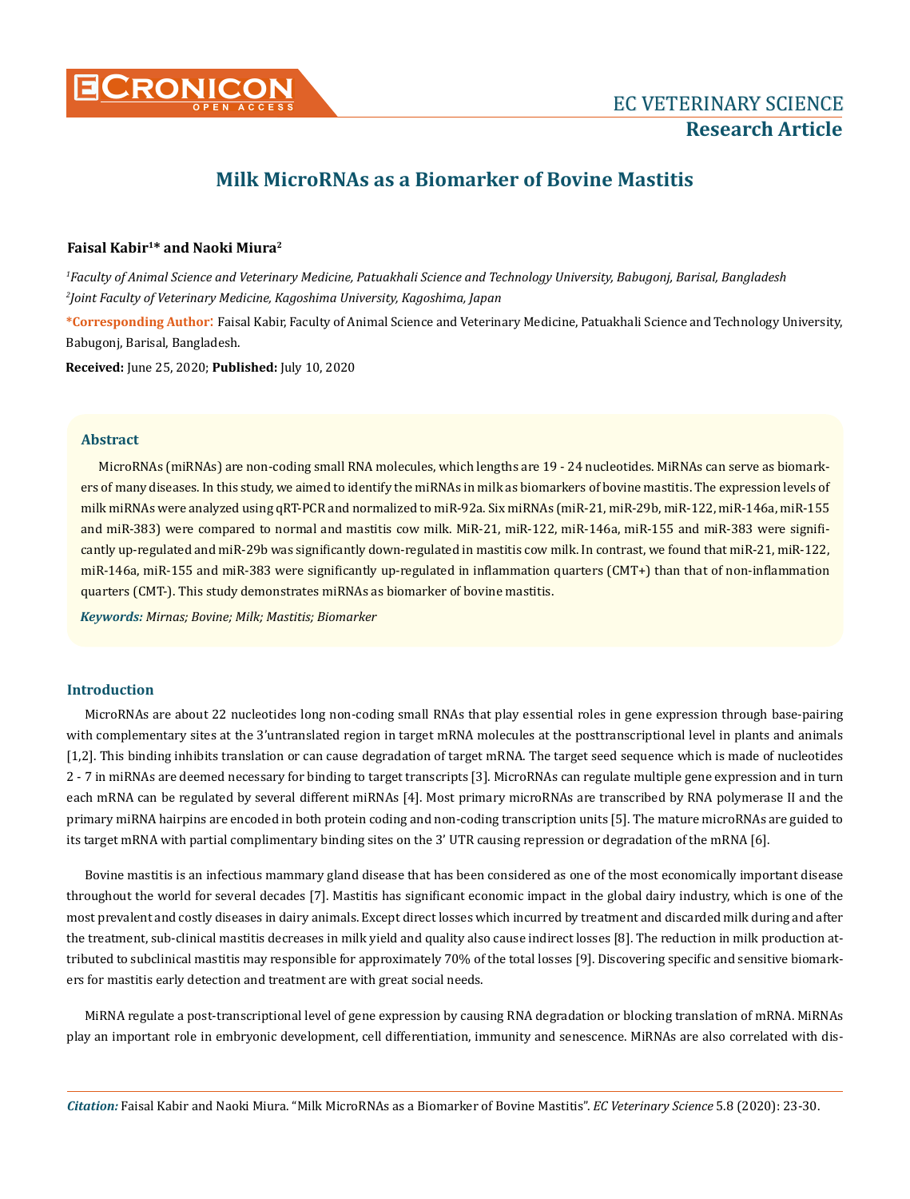EC VETERINARY SCIENCE

**Research Article**

# Milk MicroRNAs as a Biomarker of Bovine Mastitis

**Faisal Kabir[1]* and Naoki Miura[2]**

*[1]Faculty of Animal Science and Veterinary Medicine, Patuakhali Science and Technology University, Babugonj, Barisal, Bangladesh*

*[2]Joint Faculty of Veterinary Medicine, Kagoshima University, Kagoshima, Japan*

***Corresponding Author**: Faisal Kabir, Faculty of Animal Science and Veterinary Medicine, Patuakhali Science and Technology University, Babugonj, Barisal, Bangladesh.

**Received:** June 25, 2020; **Published:** July 10, 2020

## Abstract

MicroRNAs (miRNAs) are non-coding small RNA molecules, which lengths are 19 - 24 nucleotides. MiRNAs can serve as biomarkers of many diseases. In this study, we aimed to identify the miRNAs in milk as biomarkers of bovine mastitis. The expression levels of milk miRNAs were analyzed using qRT-PCR and normalized to miR-92a. Six miRNAs (miR-21, miR-29b, miR-122, miR-146a, miR-155 and miR-383) were compared to normal and mastitis cow milk. MiR-21, miR-122, miR-146a, miR-155 and miR-383 were significantly up-regulated and miR-29b was significantly down-regulated in mastitis cow milk. In contrast, we found that miR-21, miR-122, miR-146a, miR-155 and miR-383 were significantly up-regulated in inflammation quarters (CMT+) than that of non-inflammation quarters (CMT-). This study demonstrates miRNAs as biomarker of bovine mastitis.

***Keywords:*** *Mirnas; Bovine; Milk; Mastitis; Biomarker*

## Introduction

MicroRNAs are about 22 nucleotides long non-coding small RNAs that play essential roles in gene expression through base-pairing with complementary sites at the 3'untranslated region in target mRNA molecules at the posttranscriptional level in plants and animals [1,2]. This binding inhibits translation or can cause degradation of target mRNA. The target seed sequence which is made of nucleotides 2 - 7 in miRNAs are deemed necessary for binding to target transcripts [3]. MicroRNAs can regulate multiple gene expression and in turn each mRNA can be regulated by several different miRNAs [4]. Most primary microRNAs are transcribed by RNA polymerase II and the primary miRNA hairpins are encoded in both protein coding and non-coding transcription units [5]. The mature microRNAs are guided to its target mRNA with partial complimentary binding sites on the 3' UTR causing repression or degradation of the mRNA [6].

Bovine mastitis is an infectious mammary gland disease that has been considered as one of the most economically important disease throughout the world for several decades [7]. Mastitis has significant economic impact in the global dairy industry, which is one of the most prevalent and costly diseases in dairy animals. Except direct losses which incurred by treatment and discarded milk during and after the treatment, sub-clinical mastitis decreases in milk yield and quality also cause indirect losses [8]. The reduction in milk production attributed to subclinical mastitis may responsible for approximately 70% of the total losses [9]. Discovering specific and sensitive biomarkers for mastitis early detection and treatment are with great social needs.

MiRNA regulate a post-transcriptional level of gene expression by causing RNA degradation or blocking translation of mRNA. MiRNAs play an important role in embryonic development, cell differentiation, immunity and senescence. MiRNAs are also correlated with dis-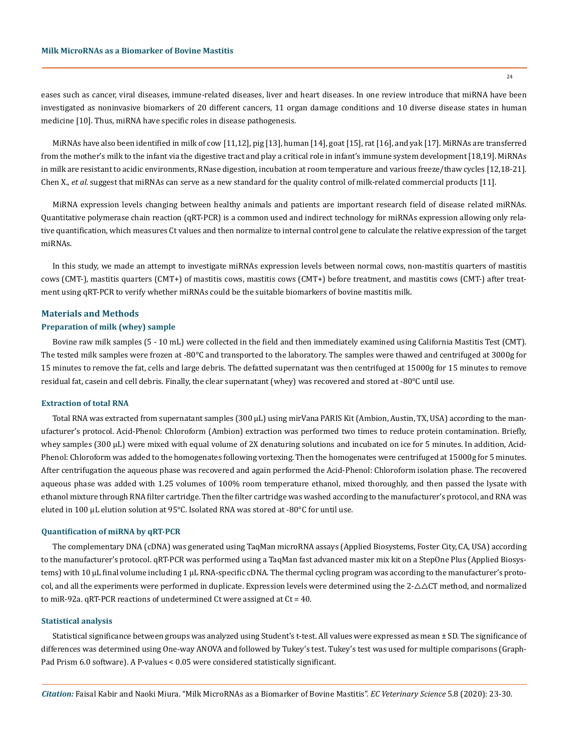eases such as cancer, viral diseases, immune-related diseases, liver and heart diseases. In one review introduce that miRNA have been investigated as noninvasive biomarkers of 20 different cancers, 11 organ damage conditions and 10 diverse disease states in human medicine [10]. Thus, miRNA have specific roles in disease pathogenesis.

MiRNAs have also been identified in milk of cow [11,12], pig [13], human [14], goat [15], rat [16], and yak [17]. MiRNAs are transferred from the mother's milk to the infant via the digestive tract and play a critical role in infant's immune system development [18,19]. MiRNAs in milk are resistant to acidic environments, RNase digestion, incubation at room temperature and various freeze/thaw cycles [12,18-21]. Chen X., *et al*. suggest that miRNAs can serve as a new standard for the quality control of milk-related commercial products [11].

MiRNA expression levels changing between healthy animals and patients are important research field of disease related miRNAs. Quantitative polymerase chain reaction (qRT-PCR) is a common used and indirect technology for miRNAs expression allowing only relative quantification, which measures Ct values and then normalize to internal control gene to calculate the relative expression of the target miRNAs.

In this study, we made an attempt to investigate miRNAs expression levels between normal cows, non-mastitis quarters of mastitis cows (CMT-), mastitis quarters (CMT+) of mastitis cows, mastitis cows (CMT+) before treatment, and mastitis cows (CMT-) after treatment using qRT-PCR to verify whether miRNAs could be the suitable biomarkers of bovine mastitis milk.

## Materials and Methods

### Preparation of milk (whey) sample

Bovine raw milk samples (5 - 10 mL) were collected in the field and then immediately examined using California Mastitis Test (CMT). The tested milk samples were frozen at -80°C and transported to the laboratory. The samples were thawed and centrifuged at 3000g for 15 minutes to remove the fat, cells and large debris. The defatted supernatant was then centrifuged at 15000g for 15 minutes to remove residual fat, casein and cell debris. Finally, the clear supernatant (whey) was recovered and stored at -80°C until use.

### Extraction of total RNA

Total RNA was extracted from supernatant samples (300 µL) using mirVana PARIS Kit (Ambion, Austin, TX, USA) according to the manufacturer's protocol. Acid-Phenol: Chloroform (Ambion) extraction was performed two times to reduce protein contamination. Briefly, whey samples (300 µL) were mixed with equal volume of 2X denaturing solutions and incubated on ice for 5 minutes. In addition, Acid-Phenol: Chloroform was added to the homogenates following vortexing. Then the homogenates were centrifuged at 15000g for 5 minutes. After centrifugation the aqueous phase was recovered and again performed the Acid-Phenol: Chloroform isolation phase. The recovered aqueous phase was added with 1.25 volumes of 100% room temperature ethanol, mixed thoroughly, and then passed the lysate with ethanol mixture through RNA filter cartridge. Then the filter cartridge was washed according to the manufacturer's protocol, and RNA was eluted in 100 µL elution solution at 95°C. Isolated RNA was stored at -80°C for until use.

### Quantification of miRNA by qRT-PCR

The complementary DNA (cDNA) was generated using TaqMan microRNA assays (Applied Biosystems, Foster City, CA, USA) according to the manufacturer's protocol. qRT-PCR was performed using a TaqMan fast advanced master mix kit on a StepOne Plus (Applied Biosystems) with 10 µL final volume including 1 µL RNA-specific cDNA. The thermal cycling program was according to the manufacturer's protocol, and all the experiments were performed in duplicate. Expression levels were determined using the $2^{-\triangle\triangle CT}$ method, and normalized to miR-92a. qRT-PCR reactions of undetermined Ct were assigned at Ct = 40.

### Statistical analysis

Statistical significance between groups was analyzed using Student's t-test. All values were expressed as mean ± SD. The significance of differences was determined using One-way ANOVA and followed by Tukey's test. Tukey's test was used for multiple comparisons (GraphPad Prism 6.0 software). A P-values < 0.05 were considered statistically significant.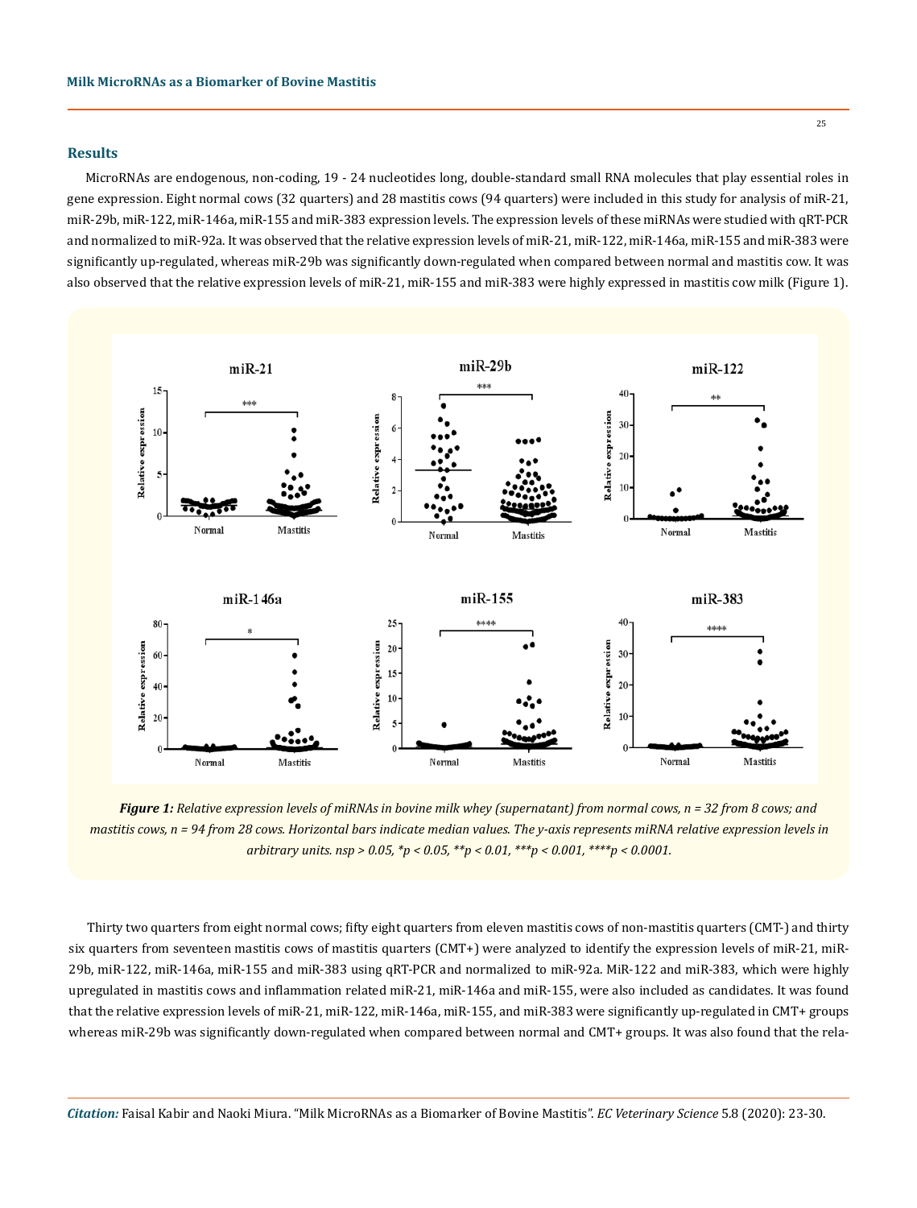## Results

MicroRNAs are endogenous, non-coding, 19 - 24 nucleotides long, double-standard small RNA molecules that play essential roles in gene expression. Eight normal cows (32 quarters) and 28 mastitis cows (94 quarters) were included in this study for analysis of miR-21, miR-29b, miR-122, miR-146a, miR-155 and miR-383 expression levels. The expression levels of these miRNAs were studied with qRT-PCR and normalized to miR-92a. It was observed that the relative expression levels of miR-21, miR-122, miR-146a, miR-155 and miR-383 were significantly up-regulated, whereas miR-29b was significantly down-regulated when compared between normal and mastitis cow. It was also observed that the relative expression levels of miR-21, miR-155 and miR-383 were highly expressed in mastitis cow milk (Figure 1).

***Figure 1:*** *Relative expression levels of miRNAs in bovine milk whey (supernatant) from normal cows, n = 32 from 8 cows; and mastitis cows, n = 94 from 28 cows. Horizontal bars indicate median values. The y-axis represents miRNA relative expression levels in arbitrary units. nsp > 0.05, *p < 0.05, **p < 0.01, ***p < 0.001, ****p < 0.0001.*

Thirty two quarters from eight normal cows; fifty eight quarters from eleven mastitis cows of non-mastitis quarters (CMT-) and thirty six quarters from seventeen mastitis cows of mastitis quarters (CMT+) were analyzed to identify the expression levels of miR-21, miR-29b, miR-122, miR-146a, miR-155 and miR-383 using qRT-PCR and normalized to miR-92a. MiR-122 and miR-383, which were highly upregulated in mastitis cows and inflammation related miR-21, miR-146a and miR-155, were also included as candidates. It was found that the relative expression levels of miR-21, miR-122, miR-146a, miR-155, and miR-383 were significantly up-regulated in CMT+ groups whereas miR-29b was significantly down-regulated when compared between normal and CMT+ groups. It was also found that the rela-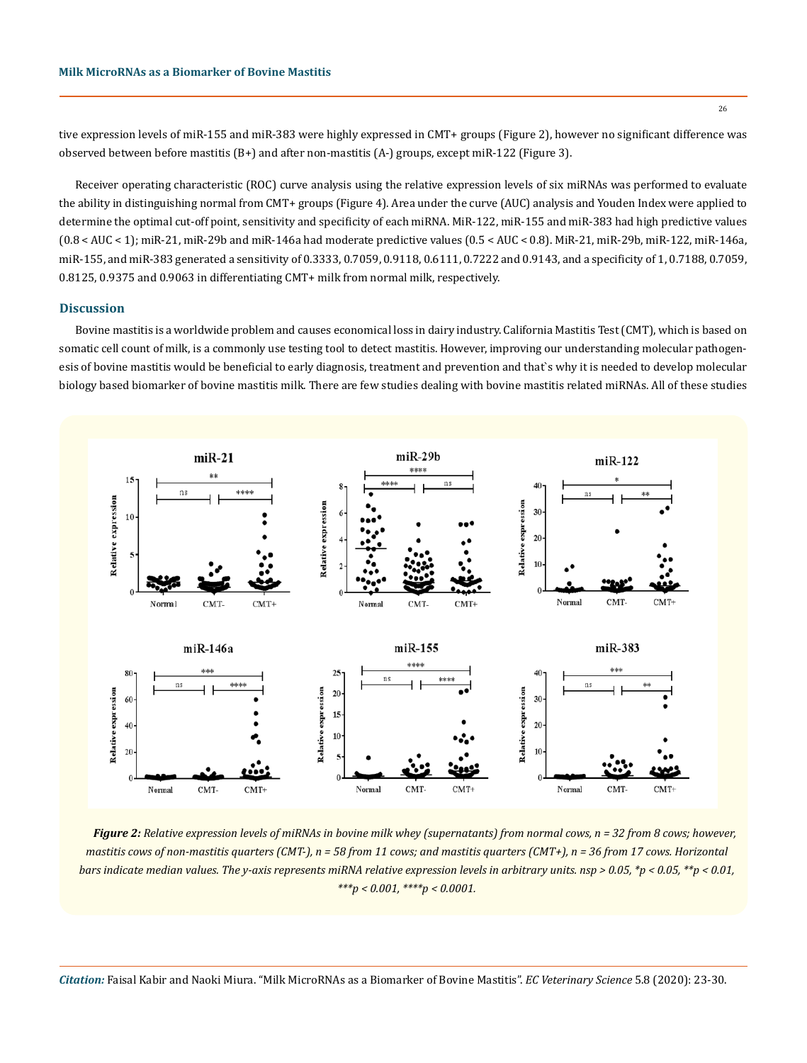tive expression levels of miR-155 and miR-383 were highly expressed in CMT+ groups (Figure 2), however no significant difference was observed between before mastitis (B+) and after non-mastitis (A-) groups, except miR-122 (Figure 3).

Receiver operating characteristic (ROC) curve analysis using the relative expression levels of six miRNAs was performed to evaluate the ability in distinguishing normal from CMT+ groups (Figure 4). Area under the curve (AUC) analysis and Youden Index were applied to determine the optimal cut-off point, sensitivity and specificity of each miRNA. MiR-122, miR-155 and miR-383 had high predictive values ($0.8 < AUC < 1$); miR-21, miR-29b and miR-146a had moderate predictive values ($0.5 < AUC < 0.8$). MiR-21, miR-29b, miR-122, miR-146a, miR-155, and miR-383 generated a sensitivity of 0.3333, 0.7059, 0.9118, 0.6111, 0.7222 and 0.9143, and a specificity of 1, 0.7188, 0.7059, 0.8125, 0.9375 and 0.9063 in differentiating CMT+ milk from normal milk, respectively.

## Discussion

Bovine mastitis is a worldwide problem and causes economical loss in dairy industry. California Mastitis Test (CMT), which is based on somatic cell count of milk, is a commonly use testing tool to detect mastitis. However, improving our understanding molecular pathogenesis of bovine mastitis would be beneficial to early diagnosis, treatment and prevention and that`s why it is needed to develop molecular biology based biomarker of bovine mastitis milk. There are few studies dealing with bovine mastitis related miRNAs. All of these studies

***Figure 2:*** *Relative expression levels of miRNAs in bovine milk whey (supernatants) from normal cows, n = 32 from 8 cows; however, mastitis cows of non-mastitis quarters (CMT-), n = 58 from 11 cows; and mastitis quarters (CMT+), n = 36 from 17 cows. Horizontal bars indicate median values. The y-axis represents miRNA relative expression levels in arbitrary units. nsp > 0.05, \*p < 0.05, \*\*p < 0.01, \*\*\*p < 0.001, \*\*\*\*p < 0.0001.*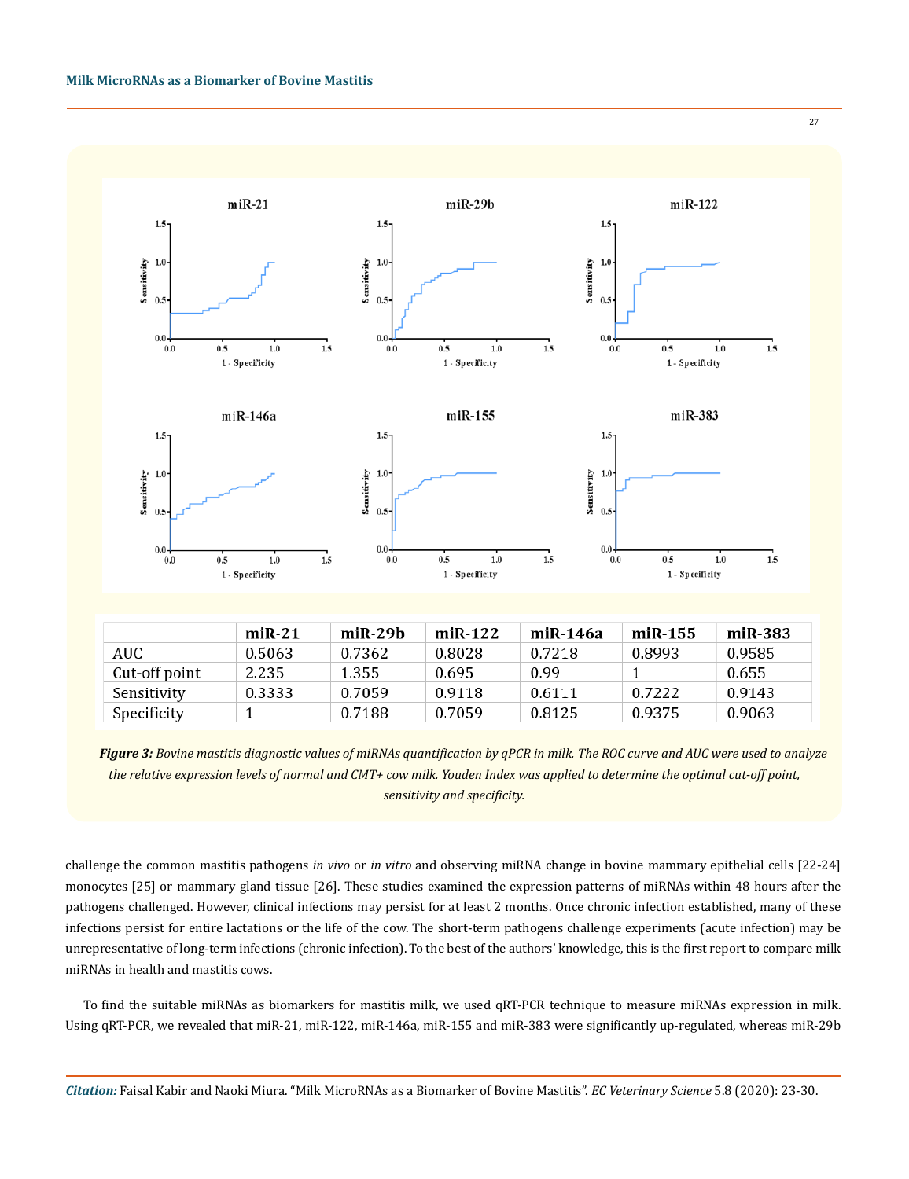| | miR-21 | miR-29b | miR-122 | miR-146a | miR-155 | miR-383 |
|---|---|---|---|---|---|---|
| AUC | 0.5063 | 0.7362 | 0.8028 | 0.7218 | 0.8993 | 0.9585 |
| Cut-off point | 2.235 | 1.355 | 0.695 | 0.99 | 1 | 0.655 |
| Sensitivity | 0.3333 | 0.7059 | 0.9118 | 0.6111 | 0.7222 | 0.9143 |
| Specificity | 1 | 0.7188 | 0.7059 | 0.8125 | 0.9375 | 0.9063 |

***Figure 3:*** *Bovine mastitis diagnostic values of miRNAs quantification by qPCR in milk. The ROC curve and AUC were used to analyze the relative expression levels of normal and CMT+ cow milk. Youden Index was applied to determine the optimal cut-off point, sensitivity and specificity.*

challenge the common mastitis pathogens *in vivo* or *in vitro* and observing miRNA change in bovine mammary epithelial cells [22-24] monocytes [25] or mammary gland tissue [26]. These studies examined the expression patterns of miRNAs within 48 hours after the pathogens challenged. However, clinical infections may persist for at least 2 months. Once chronic infection established, many of these infections persist for entire lactations or the life of the cow. The short-term pathogens challenge experiments (acute infection) may be unrepresentative of long-term infections (chronic infection). To the best of the authors' knowledge, this is the first report to compare milk miRNAs in health and mastitis cows.

To find the suitable miRNAs as biomarkers for mastitis milk, we used qRT-PCR technique to measure miRNAs expression in milk. Using qRT-PCR, we revealed that miR-21, miR-122, miR-146a, miR-155 and miR-383 were significantly up-regulated, whereas miR-29b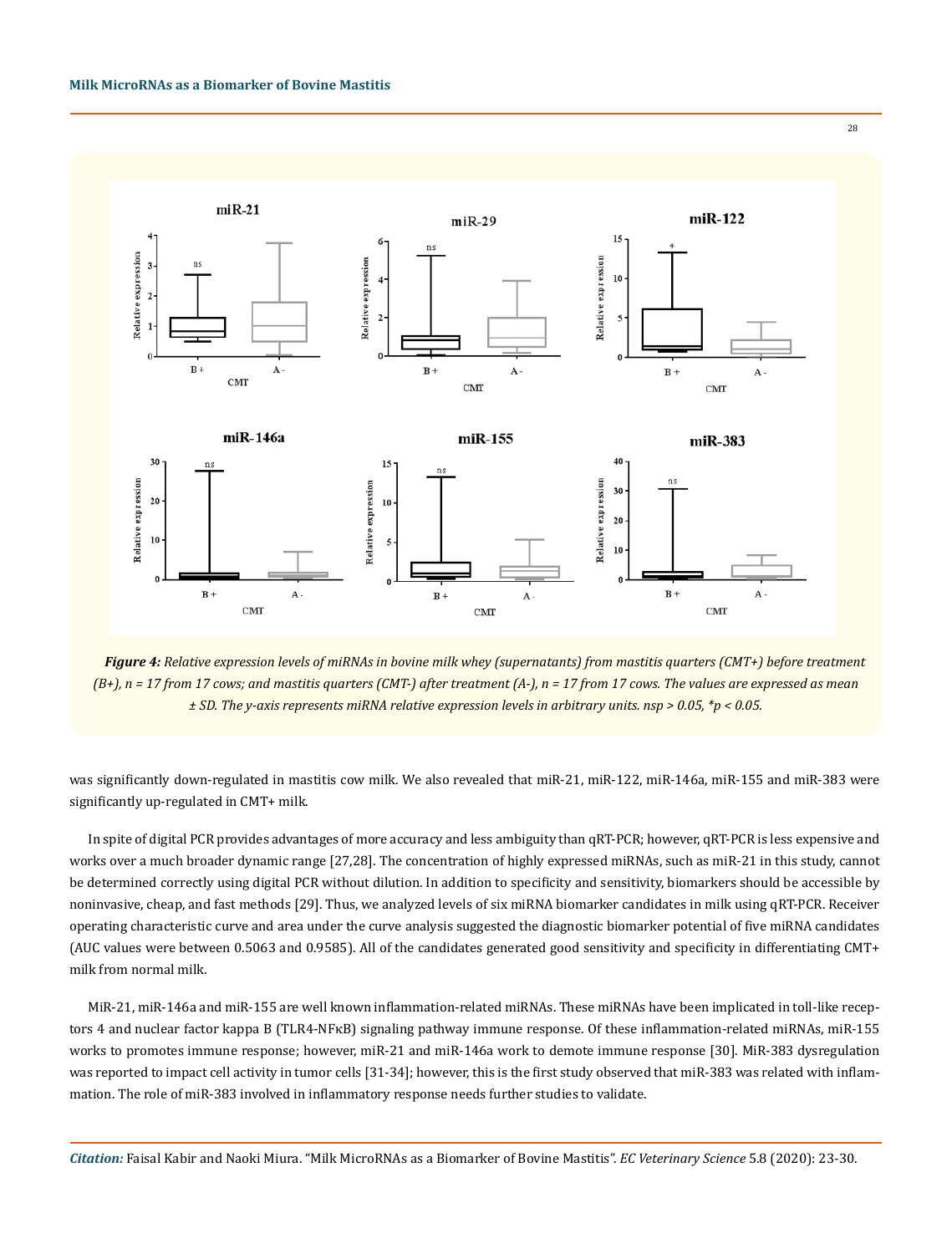**Figure 4:** *Relative expression levels of miRNAs in bovine milk whey (supernatants) from mastitis quarters (CMT+) before treatment (B+), n = 17 from 17 cows; and mastitis quarters (CMT-) after treatment (A-), n = 17 from 17 cows. The values are expressed as mean ± SD. The y-axis represents miRNA relative expression levels in arbitrary units. nsp > 0.05, *p < 0.05.*

was significantly down-regulated in mastitis cow milk. We also revealed that miR-21, miR-122, miR-146a, miR-155 and miR-383 were significantly up-regulated in CMT+ milk.

In spite of digital PCR provides advantages of more accuracy and less ambiguity than qRT-PCR; however, qRT-PCR is less expensive and works over a much broader dynamic range [27,28]. The concentration of highly expressed miRNAs, such as miR-21 in this study, cannot be determined correctly using digital PCR without dilution. In addition to specificity and sensitivity, biomarkers should be accessible by noninvasive, cheap, and fast methods [29]. Thus, we analyzed levels of six miRNA biomarker candidates in milk using qRT-PCR. Receiver operating characteristic curve and area under the curve analysis suggested the diagnostic biomarker potential of five miRNA candidates (AUC values were between 0.5063 and 0.9585). All of the candidates generated good sensitivity and specificity in differentiating CMT+ milk from normal milk.

MiR-21, miR-146a and miR-155 are well known inflammation-related miRNAs. These miRNAs have been implicated in toll-like receptors 4 and nuclear factor kappa B (TLR4-NFκB) signaling pathway immune response. Of these inflammation-related miRNAs, miR-155 works to promotes immune response; however, miR-21 and miR-146a work to demote immune response [30]. MiR-383 dysregulation was reported to impact cell activity in tumor cells [31-34]; however, this is the first study observed that miR-383 was related with inflammation. The role of miR-383 involved in inflammatory response needs further studies to validate.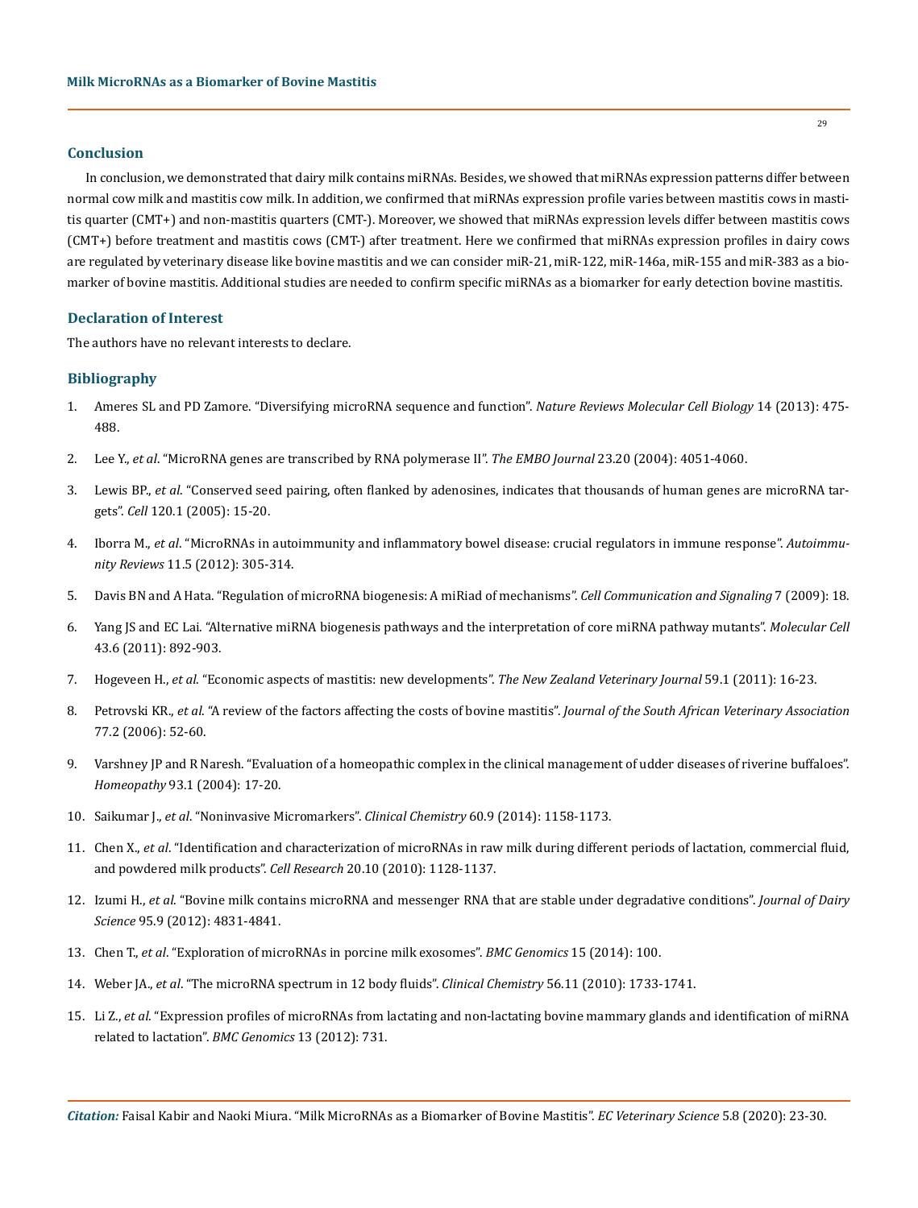## Conclusion

In conclusion, we demonstrated that dairy milk contains miRNAs. Besides, we showed that miRNAs expression patterns differ between normal cow milk and mastitis cow milk. In addition, we confirmed that miRNAs expression profile varies between mastitis cows in mastitis quarter (CMT+) and non-mastitis quarters (CMT-). Moreover, we showed that miRNAs expression levels differ between mastitis cows (CMT+) before treatment and mastitis cows (CMT-) after treatment. Here we confirmed that miRNAs expression profiles in dairy cows are regulated by veterinary disease like bovine mastitis and we can consider miR-21, miR-122, miR-146a, miR-155 and miR-383 as a biomarker of bovine mastitis. Additional studies are needed to confirm specific miRNAs as a biomarker for early detection bovine mastitis.

## Declaration of Interest

The authors have no relevant interests to declare.

## Bibliography

1. Ameres SL and PD Zamore. "Diversifying microRNA sequence and function". *Nature Reviews Molecular Cell Biology* 14 (2013): 475-488.
2. Lee Y., *et al*. "MicroRNA genes are transcribed by RNA polymerase II". *The EMBO Journal* 23.20 (2004): 4051-4060.
3. Lewis BP., *et al*. "Conserved seed pairing, often flanked by adenosines, indicates that thousands of human genes are microRNA targets". *Cell* 120.1 (2005): 15-20.
4. Iborra M., *et al*. "MicroRNAs in autoimmunity and inflammatory bowel disease: crucial regulators in immune response". *Autoimmunity Reviews* 11.5 (2012): 305-314.
5. Davis BN and A Hata. "Regulation of microRNA biogenesis: A miRiad of mechanisms". *Cell Communication and Signaling* 7 (2009): 18.
6. Yang JS and EC Lai. "Alternative miRNA biogenesis pathways and the interpretation of core miRNA pathway mutants". *Molecular Cell* 43.6 (2011): 892-903.
7. Hogeveen H., *et al*. "Economic aspects of mastitis: new developments". *The New Zealand Veterinary Journal* 59.1 (2011): 16-23.
8. Petrovski KR., *et al*. "A review of the factors affecting the costs of bovine mastitis". *Journal of the South African Veterinary Association* 77.2 (2006): 52-60.
9. Varshney JP and R Naresh. "Evaluation of a homeopathic complex in the clinical management of udder diseases of riverine buffaloes". *Homeopathy* 93.1 (2004): 17-20.
10. Saikumar J., *et al*. "Noninvasive Micromarkers". *Clinical Chemistry* 60.9 (2014): 1158-1173.
11. Chen X., *et al*. "Identification and characterization of microRNAs in raw milk during different periods of lactation, commercial fluid, and powdered milk products". *Cell Research* 20.10 (2010): 1128-1137.
12. Izumi H., *et al*. "Bovine milk contains microRNA and messenger RNA that are stable under degradative conditions". *Journal of Dairy Science* 95.9 (2012): 4831-4841.
13. Chen T., *et al*. "Exploration of microRNAs in porcine milk exosomes". *BMC Genomics* 15 (2014): 100.
14. Weber JA., *et al*. "The microRNA spectrum in 12 body fluids". *Clinical Chemistry* 56.11 (2010): 1733-1741.
15. Li Z., *et al*. "Expression profiles of microRNAs from lactating and non-lactating bovine mammary glands and identification of miRNA related to lactation". *BMC Genomics* 13 (2012): 731.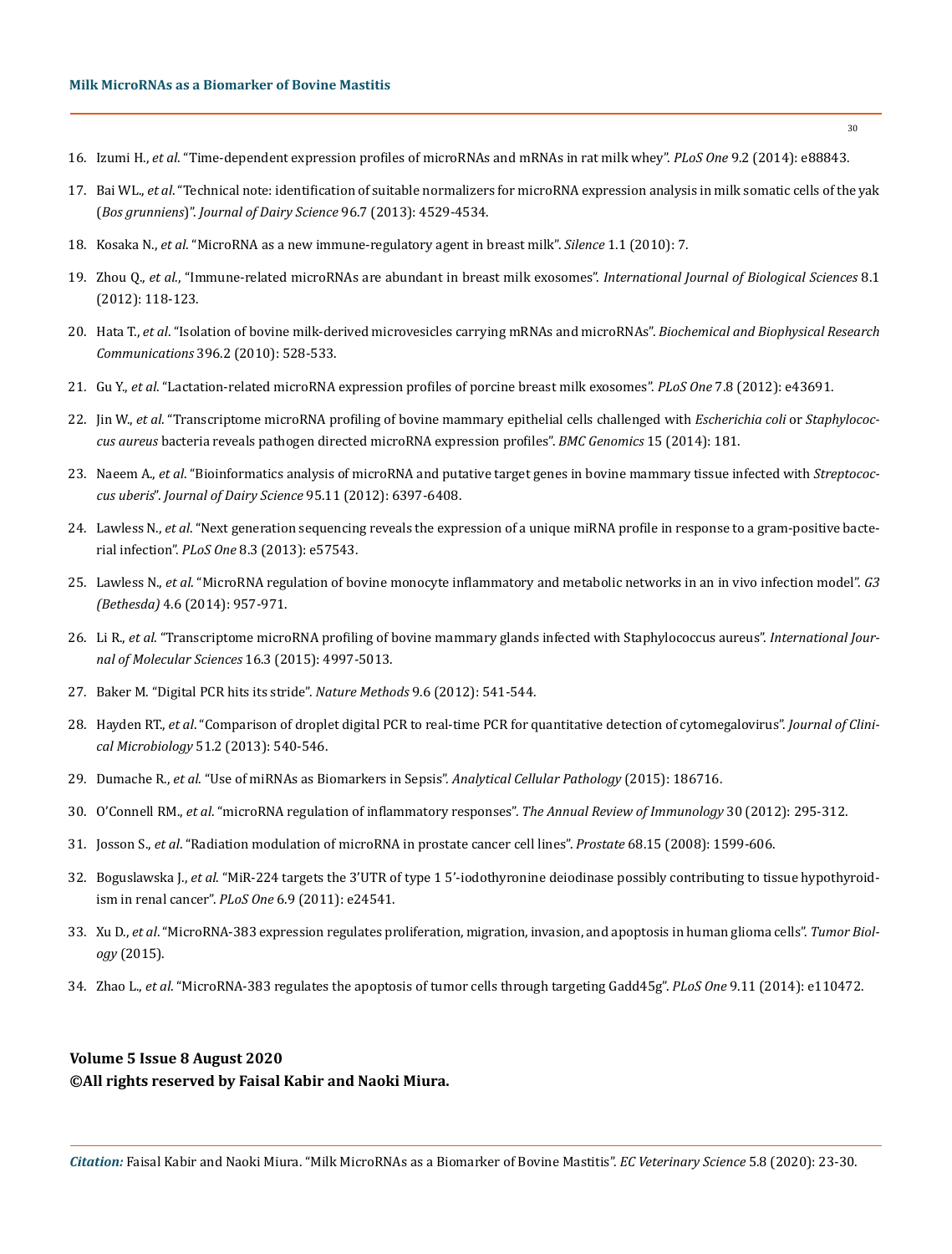16. Izumi H., *et al*. "Time-dependent expression profiles of microRNAs and mRNAs in rat milk whey". *PLoS One* 9.2 (2014): e88843.
17. Bai WL., *et al*. "Technical note: identification of suitable normalizers for microRNA expression analysis in milk somatic cells of the yak (*Bos grunniens*)". *Journal of Dairy Science* 96.7 (2013): 4529-4534.
18. Kosaka N., *et al*. "MicroRNA as a new immune-regulatory agent in breast milk". *Silence* 1.1 (2010): 7.
19. Zhou Q., *et al*., "Immune-related microRNAs are abundant in breast milk exosomes". *International Journal of Biological Sciences* 8.1 (2012): 118-123.
20. Hata T., *et al*. "Isolation of bovine milk-derived microvesicles carrying mRNAs and microRNAs". *Biochemical and Biophysical Research Communications* 396.2 (2010): 528-533.
21. Gu Y., *et al*. "Lactation-related microRNA expression profiles of porcine breast milk exosomes". *PLoS One* 7.8 (2012): e43691.
22. Jin W., *et al*. "Transcriptome microRNA profiling of bovine mammary epithelial cells challenged with *Escherichia coli* or *Staphylococcus aureus* bacteria reveals pathogen directed microRNA expression profiles". *BMC Genomics* 15 (2014): 181.
23. Naeem A., *et al*. "Bioinformatics analysis of microRNA and putative target genes in bovine mammary tissue infected with *Streptococcus uberis*". *Journal of Dairy Science* 95.11 (2012): 6397-6408.
24. Lawless N., *et al*. "Next generation sequencing reveals the expression of a unique miRNA profile in response to a gram-positive bacterial infection". *PLoS One* 8.3 (2013): e57543.
25. Lawless N., *et al*. "MicroRNA regulation of bovine monocyte inflammatory and metabolic networks in an in vivo infection model". *G3 (Bethesda)* 4.6 (2014): 957-971.
26. Li R., *et al*. "Transcriptome microRNA profiling of bovine mammary glands infected with Staphylococcus aureus". *International Journal of Molecular Sciences* 16.3 (2015): 4997-5013.
27. Baker M. "Digital PCR hits its stride". *Nature Methods* 9.6 (2012): 541-544.
28. Hayden RT., *et al*. "Comparison of droplet digital PCR to real-time PCR for quantitative detection of cytomegalovirus". *Journal of Clinical Microbiology* 51.2 (2013): 540-546.
29. Dumache R., *et al*. "Use of miRNAs as Biomarkers in Sepsis". *Analytical Cellular Pathology* (2015): 186716.
30. O'Connell RM., *et al*. "microRNA regulation of inflammatory responses". *The Annual Review of Immunology* 30 (2012): 295-312.
31. Josson S., *et al*. "Radiation modulation of microRNA in prostate cancer cell lines". *Prostate* 68.15 (2008): 1599-606.
32. Boguslawska J., *et al*. "MiR-224 targets the 3'UTR of type 1 5'-iodothyronine deiodinase possibly contributing to tissue hypothyroidism in renal cancer". *PLoS One* 6.9 (2011): e24541.
33. Xu D., *et al*. "MicroRNA-383 expression regulates proliferation, migration, invasion, and apoptosis in human glioma cells". *Tumor Biology* (2015).
34. Zhao L., *et al*. "MicroRNA-383 regulates the apoptosis of tumor cells through targeting Gadd45g". *PLoS One* 9.11 (2014): e110472.

**Volume 5 Issue 8 August 2020**
**©All rights reserved by Faisal Kabir and Naoki Miura.**